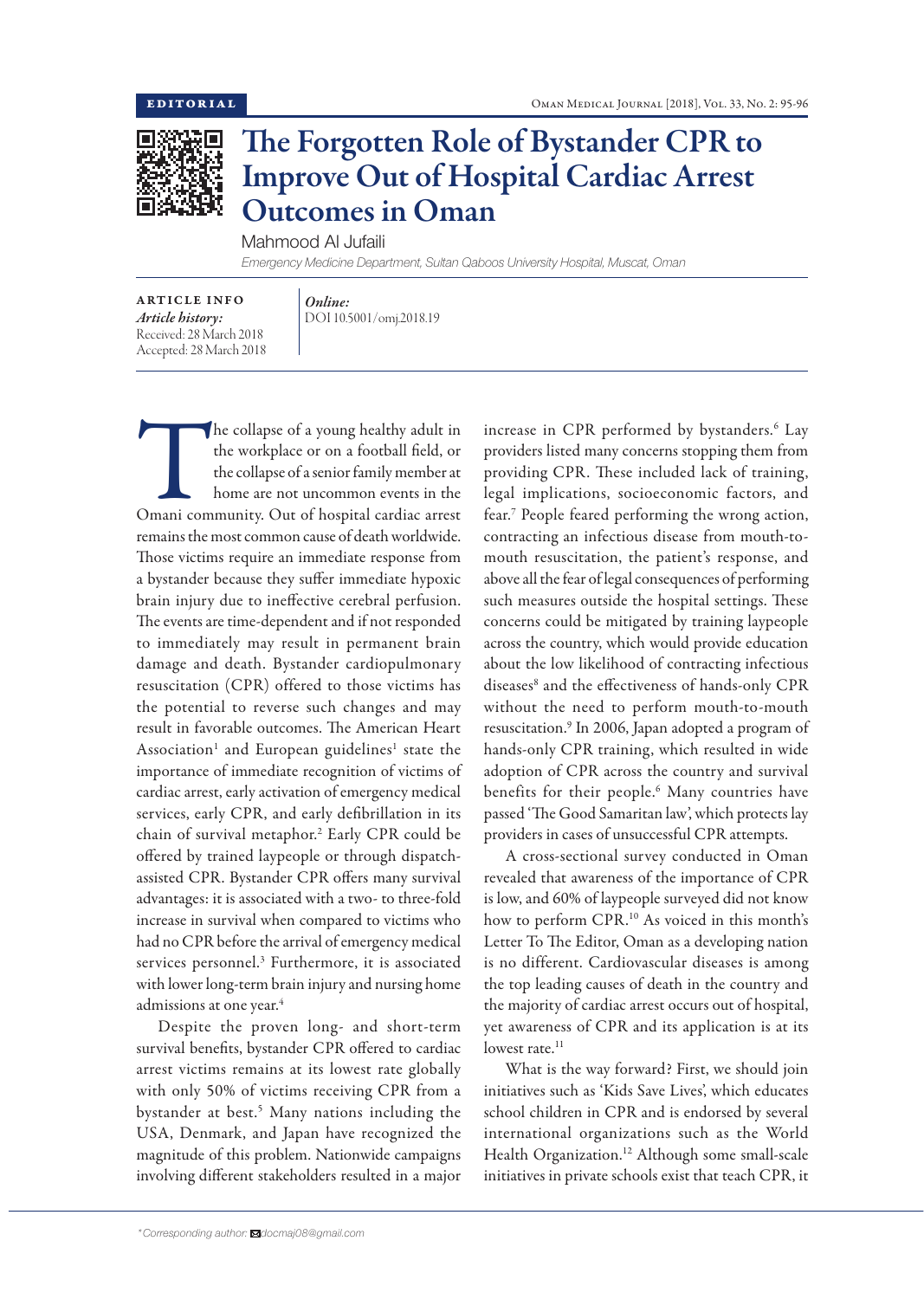EDITORIAL

# The Forgotten Role of Bystander CPR to Improve Out of Hospital Cardiac Arrest Outcomes in Oman

Mahmood Al Jufaili

*Emergency Medicine Department, Sultan Qaboos University Hospital, Muscat, Oman*

**ARTICLE INFO**

*Article history:*
Received: 28 March 2018
Accepted: 28 March 2018

*Online:*
DOI 10.5001/omj.2018.19

The collapse of a young healthy adult in the workplace or on a football field, or the collapse of a senior family member at home are not uncommon events in the Omani community. Out of hospital cardiac arrest remains the most common cause of death worldwide. Those victims require an immediate response from a bystander because they suffer immediate hypoxic brain injury due to ineffective cerebral perfusion. The events are time-dependent and if not responded to immediately may result in permanent brain damage and death. Bystander cardiopulmonary resuscitation (CPR) offered to those victims has the potential to reverse such changes and may result in favorable outcomes. The American Heart Association[1] and European guidelines[1] state the importance of immediate recognition of victims of cardiac arrest, early activation of emergency medical services, early CPR, and early defibrillation in its chain of survival metaphor.[2] Early CPR could be offered by trained laypeople or through dispatch-assisted CPR. Bystander CPR offers many survival advantages: it is associated with a two- to three-fold increase in survival when compared to victims who had no CPR before the arrival of emergency medical services personnel.[3] Furthermore, it is associated with lower long-term brain injury and nursing home admissions at one year.[4]

Despite the proven long- and short-term survival benefits, bystander CPR offered to cardiac arrest victims remains at its lowest rate globally with only 50% of victims receiving CPR from a bystander at best.[5] Many nations including the USA, Denmark, and Japan have recognized the magnitude of this problem. Nationwide campaigns involving different stakeholders resulted in a major increase in CPR performed by bystanders.[6] Lay providers listed many concerns stopping them from providing CPR. These included lack of training, legal implications, socioeconomic factors, and fear.[7] People feared performing the wrong action, contracting an infectious disease from mouth-to-mouth resuscitation, the patient's response, and above all the fear of legal consequences of performing such measures outside the hospital settings. These concerns could be mitigated by training laypeople across the country, which would provide education about the low likelihood of contracting infectious diseases[8] and the effectiveness of hands-only CPR without the need to perform mouth-to-mouth resuscitation.[9] In 2006, Japan adopted a program of hands-only CPR training, which resulted in wide adoption of CPR across the country and survival benefits for their people.[6] Many countries have passed 'The Good Samaritan law', which protects lay providers in cases of unsuccessful CPR attempts.

A cross-sectional survey conducted in Oman revealed that awareness of the importance of CPR is low, and 60% of laypeople surveyed did not know how to perform CPR.[10] As voiced in this month's Letter To The Editor, Oman as a developing nation is no different. Cardiovascular diseases is among the top leading causes of death in the country and the majority of cardiac arrest occurs out of hospital, yet awareness of CPR and its application is at its lowest rate.[11]

What is the way forward? First, we should join initiatives such as 'Kids Save Lives', which educates school children in CPR and is endorsed by several international organizations such as the World Health Organization.[12] Although some small-scale initiatives in private schools exist that teach CPR, it

*Corresponding author: docmaj08@gmail.com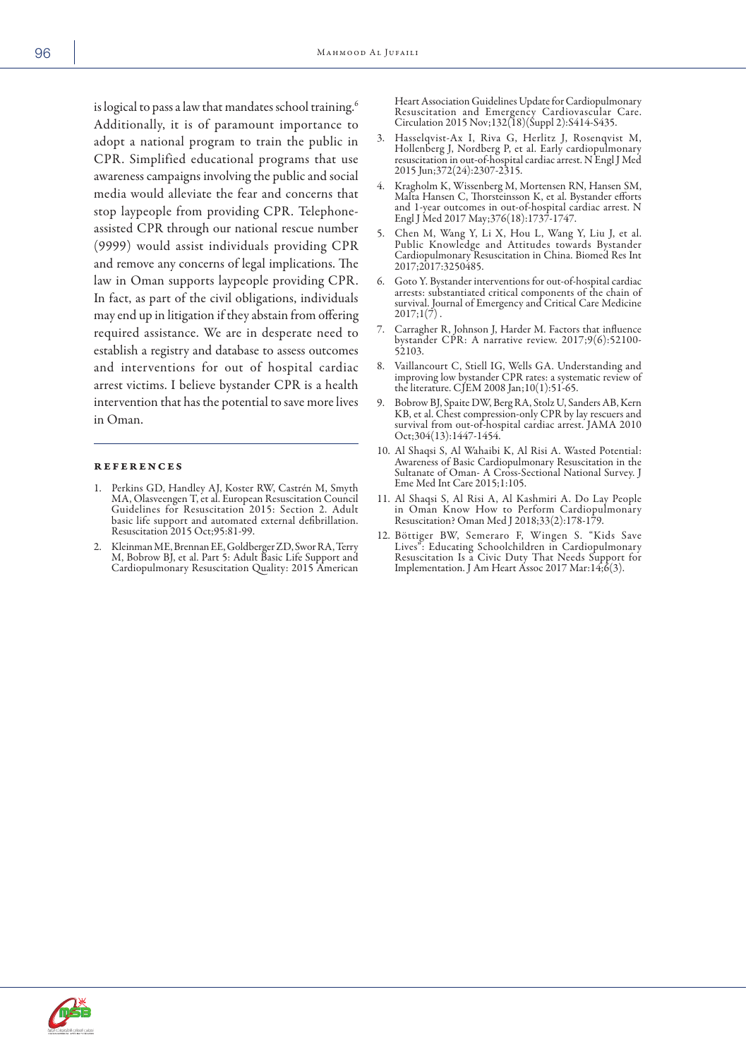is logical to pass a law that mandates school training.[6] Additionally, it is of paramount importance to adopt a national program to train the public in CPR. Simplified educational programs that use awareness campaigns involving the public and social media would alleviate the fear and concerns that stop laypeople from providing CPR. Telephone-assisted CPR through our national rescue number (9999) would assist individuals providing CPR and remove any concerns of legal implications. The law in Oman supports laypeople providing CPR. In fact, as part of the civil obligations, individuals may end up in litigation if they abstain from offering required assistance. We are in desperate need to establish a registry and database to assess outcomes and interventions for out of hospital cardiac arrest victims. I believe bystander CPR is a health intervention that has the potential to save more lives in Oman.

## References

1. Perkins GD, Handley AJ, Koster RW, Castrén M, Smyth MA, Olasveengen T, et al. European Resuscitation Council Guidelines for Resuscitation 2015: Section 2. Adult basic life support and automated external defibrillation. Resuscitation 2015 Oct;95:81-99.
2. Kleinman ME, Brennan EE, Goldberger ZD, Swor RA, Terry M, Bobrow BJ, et al. Part 5: Adult Basic Life Support and Cardiopulmonary Resuscitation Quality: 2015 American Heart Association Guidelines Update for Cardiopulmonary Resuscitation and Emergency Cardiovascular Care. Circulation 2015 Nov;132(18)(Suppl 2):S414-S435.
3. Hasselqvist-Ax I, Riva G, Herlitz J, Rosenqvist M, Hollenberg J, Nordberg P, et al. Early cardiopulmonary resuscitation in out-of-hospital cardiac arrest. N Engl J Med 2015 Jun;372(24):2307-2315.
4. Kragholm K, Wissenberg M, Mortensen RN, Hansen SM, Malta Hansen C, Thorsteinsson K, et al. Bystander efforts and 1-year outcomes in out-of-hospital cardiac arrest. N Engl J Med 2017 May;376(18):1737-1747.
5. Chen M, Wang Y, Li X, Hou L, Wang Y, Liu J, et al. Public Knowledge and Attitudes towards Bystander Cardiopulmonary Resuscitation in China. Biomed Res Int 2017;2017:3250485.
6. Goto Y. Bystander interventions for out-of-hospital cardiac arrests: substantiated critical components of the chain of survival. Journal of Emergency and Critical Care Medicine 2017;1(7).
7. Carragher R, Johnson J, Harder M. Factors that influence bystander CPR: A narrative review. 2017;9(6):52100-52103.
8. Vaillancourt C, Stiell IG, Wells GA. Understanding and improving low bystander CPR rates: a systematic review of the literature. CJEM 2008 Jan;10(1):51-65.
9. Bobrow BJ, Spaite DW, Berg RA, Stolz U, Sanders AB, Kern KB, et al. Chest compression-only CPR by lay rescuers and survival from out-of-hospital cardiac arrest. JAMA 2010 Oct;304(13):1447-1454.
10. Al Shaqsi S, Al Wahaibi K, Al Risi A. Wasted Potential: Awareness of Basic Cardiopulmonary Resuscitation in the Sultanate of Oman- A Cross-Sectional National Survey. J Eme Med Int Care 2015;1:105.
11. Al Shaqsi S, Al Risi A, Al Kashmiri A. Do Lay People in Oman Know How to Perform Cardiopulmonary Resuscitation? Oman Med J 2018;33(2):178-179.
12. Böttiger BW, Semeraro F, Wingen S. "Kids Save Lives": Educating Schoolchildren in Cardiopulmonary Resuscitation Is a Civic Duty That Needs Support for Implementation. J Am Heart Assoc 2017 Mar:14;6(3).